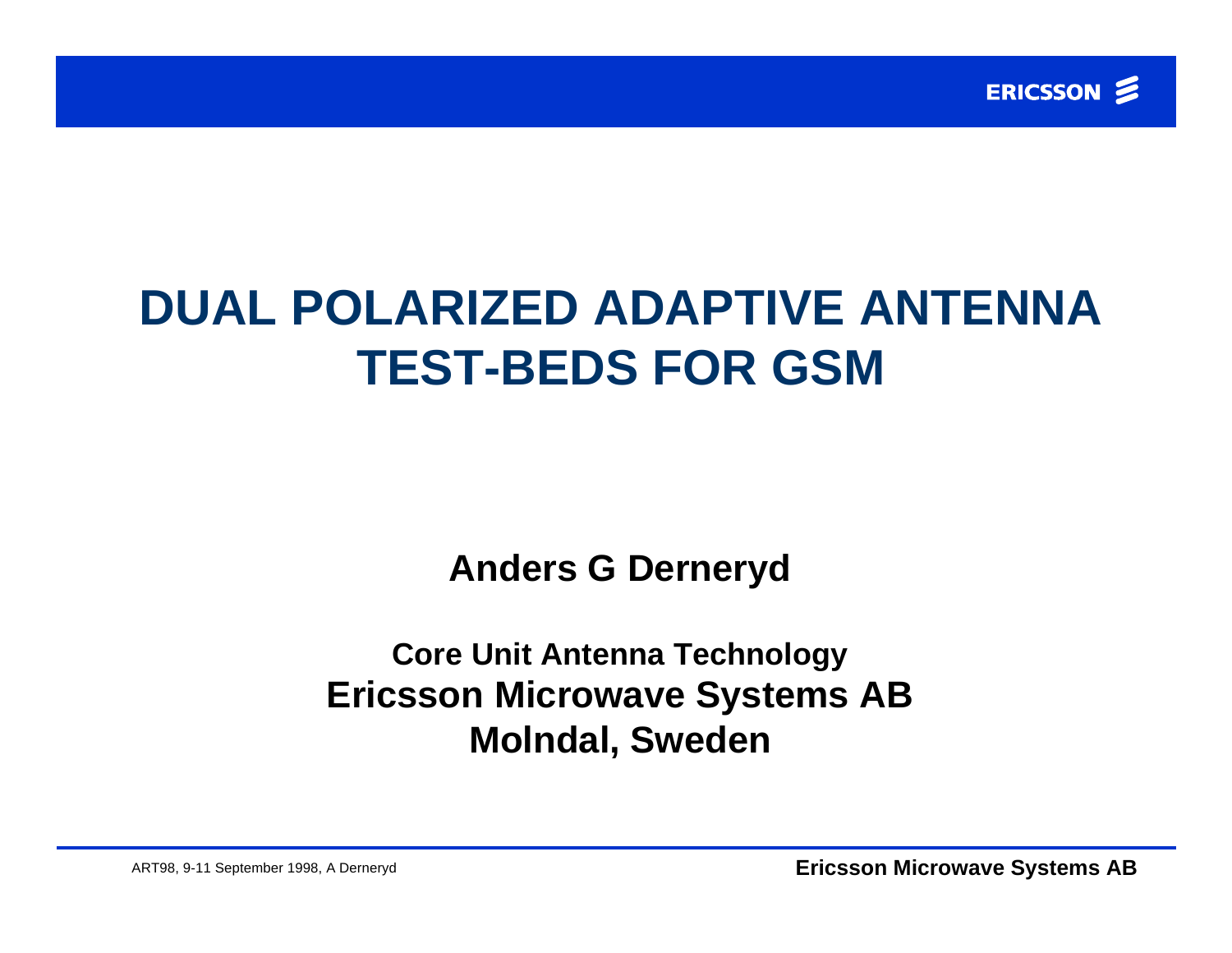# DUAL POLARIZED ADAPTIVE ANTENNA TEST-BEDS FOR GSM

**Anders G Derneryd**

**Core Unit Antenna Technology**
**Ericsson Microwave Systems AB**
**Molndal, Sweden**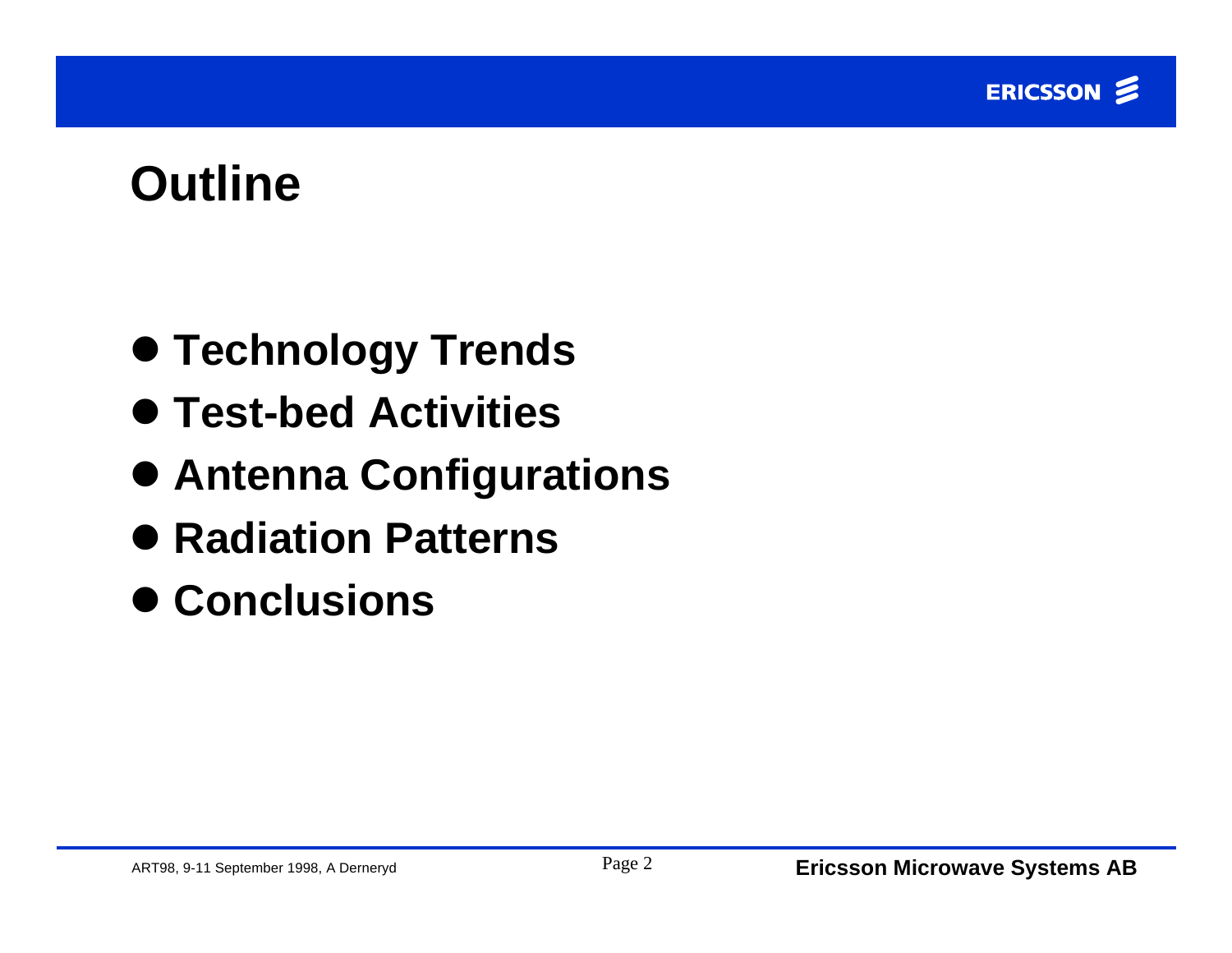# Outline

- Technology Trends
- Test-bed Activities
- Antenna Configurations
- Radiation Patterns
- Conclusions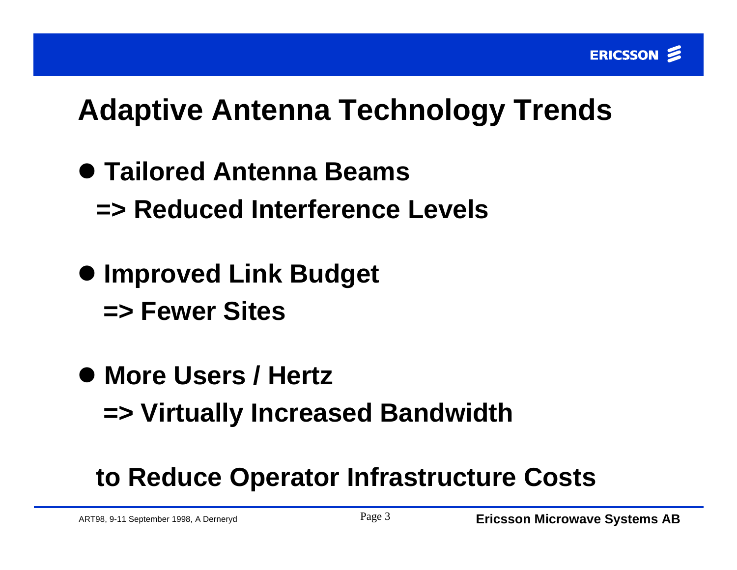# Adaptive Antenna Technology Trends

- **Tailored Antenna Beams**
  **=> Reduced Interference Levels**

- **Improved Link Budget**
  **=> Fewer Sites**

- **More Users / Hertz**
  **=> Virtually Increased Bandwidth**

**to Reduce Operator Infrastructure Costs**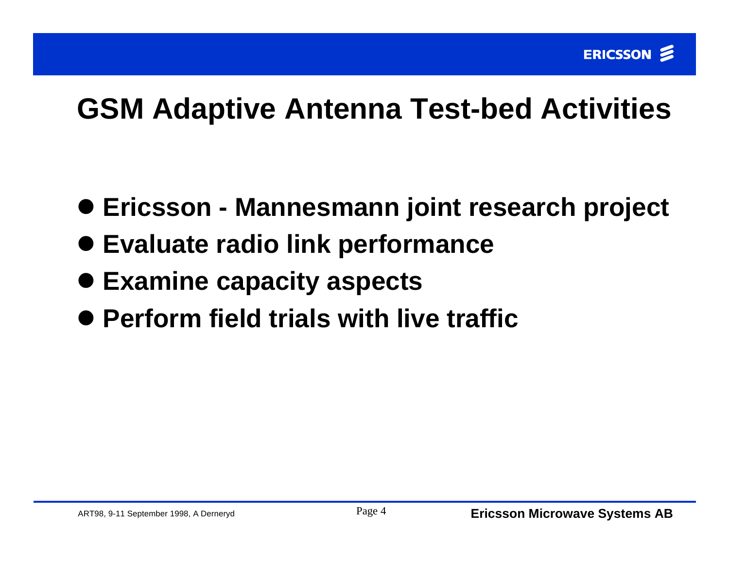# GSM Adaptive Antenna Test-bed Activities

- **Ericsson - Mannesmann joint research project**
- **Evaluate radio link performance**
- **Examine capacity aspects**
- **Perform field trials with live traffic**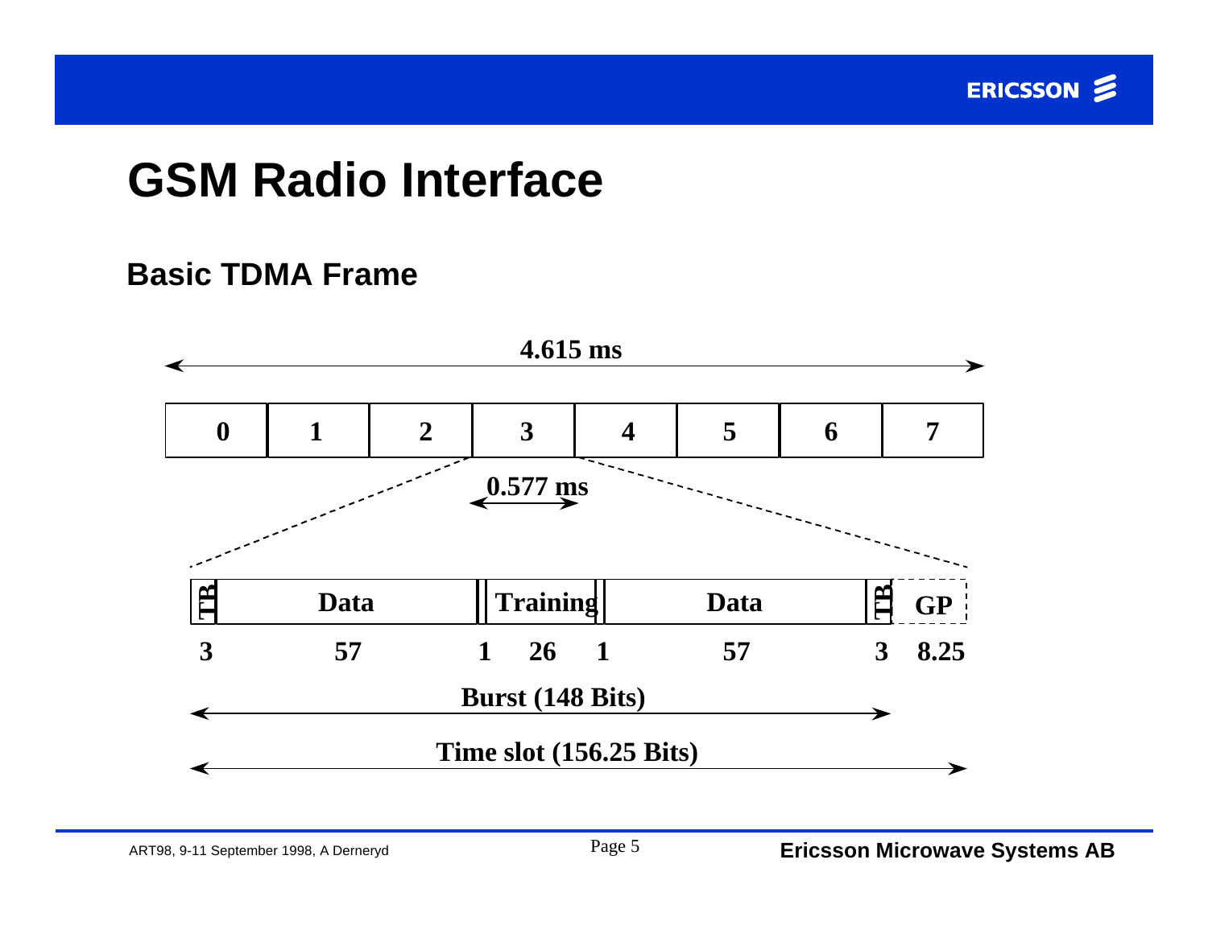# GSM Radio Interface

## Basic TDMA Frame

4.615 ms

| 0 | 1 | 2 | 3 | 4 | 5 | 6 | 7 |
|---|---|---|---|---|---|---|---|

0.577 ms

| TB | Data | | Training | | Data | TB | GP |
|---|---|---|---|---|---|---|---|
| 3 | 57 | 1 | 26 | 1 | 57 | 3 | 8.25 |

Burst (148 Bits)

Time slot (156.25 Bits)

ART98, 9-11 September 1998, A Derneryd

Ericsson Microwave Systems AB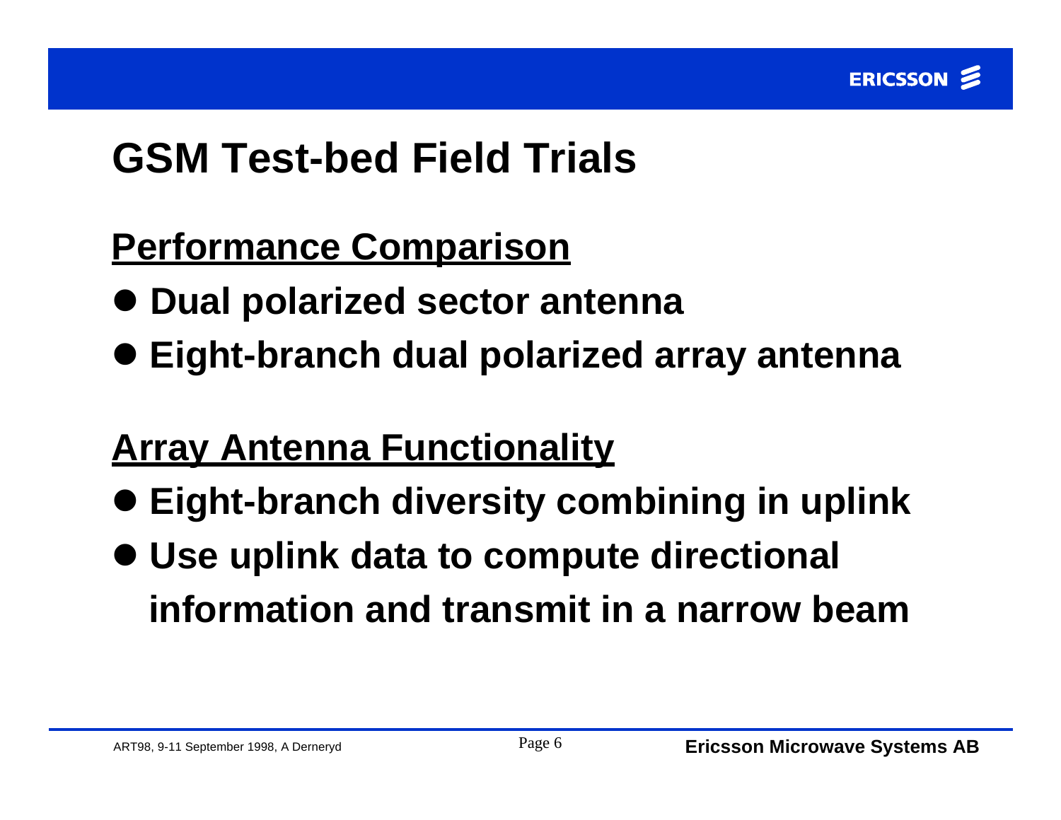# GSM Test-bed Field Trials

## Performance Comparison

- Dual polarized sector antenna
- Eight-branch dual polarized array antenna

## Array Antenna Functionality

- Eight-branch diversity combining in uplink
- Use uplink data to compute directional information and transmit in a narrow beam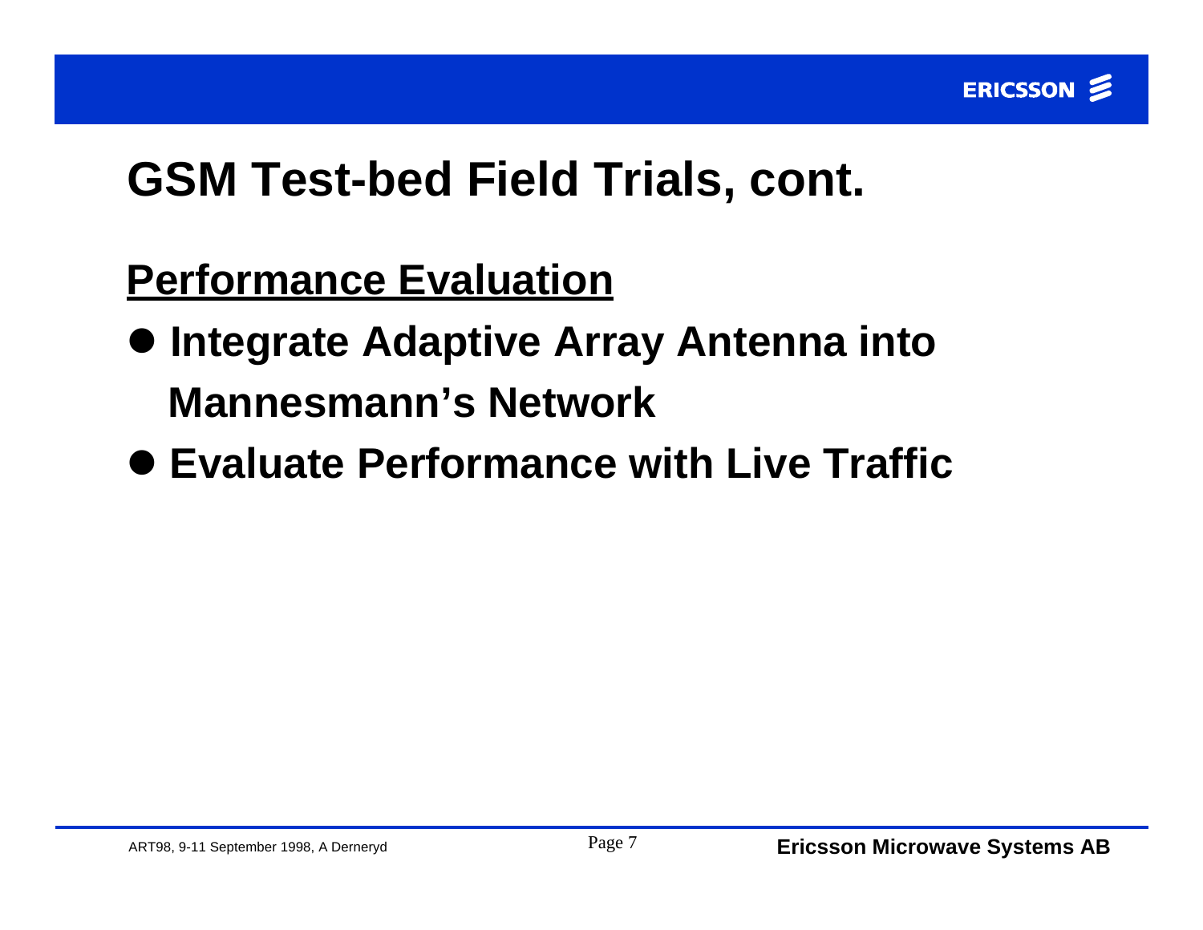# GSM Test-bed Field Trials, cont.

## Performance Evaluation

- Integrate Adaptive Array Antenna into Mannesmann’s Network
- Evaluate Performance with Live Traffic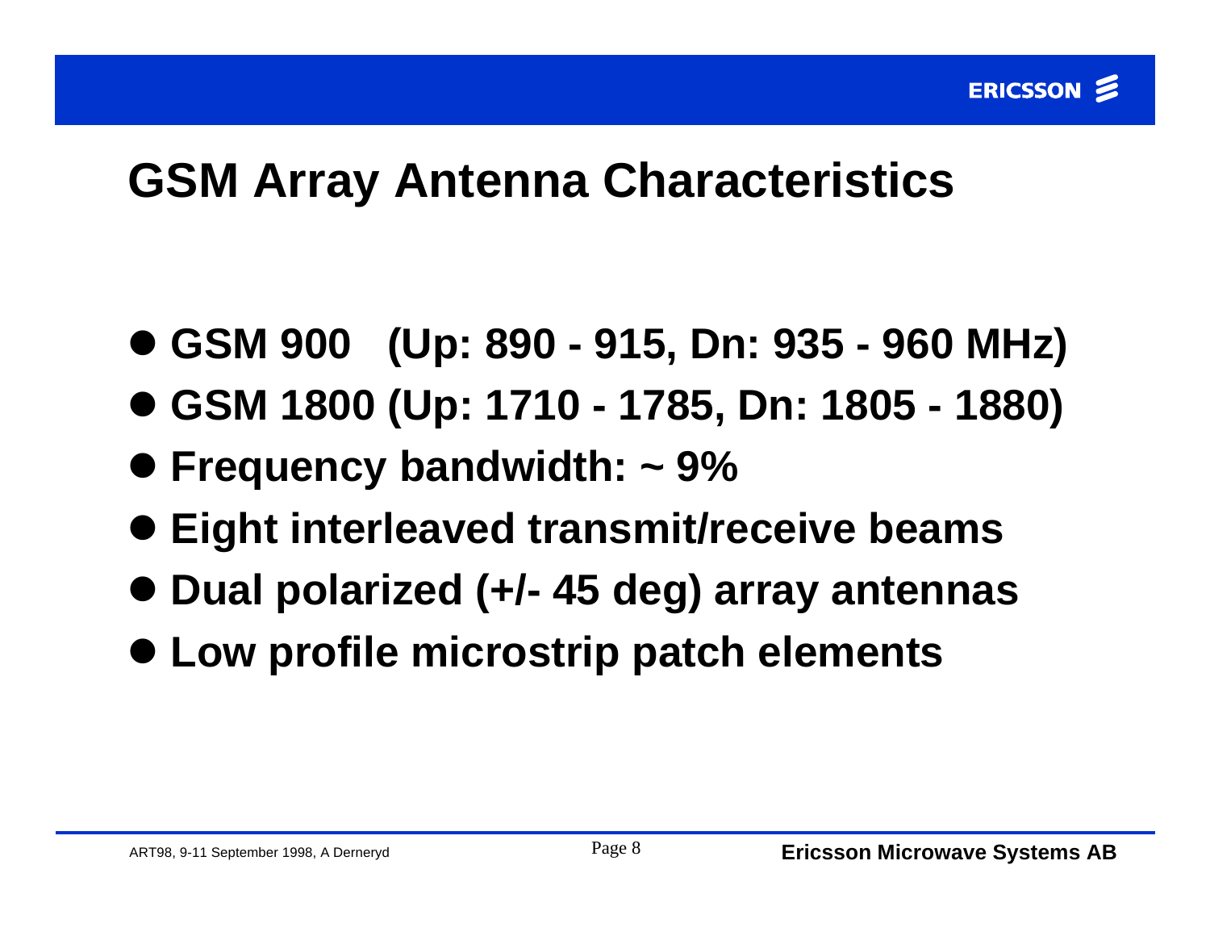# GSM Array Antenna Characteristics

- GSM 900   (Up: 890 - 915, Dn: 935 - 960 MHz)
- GSM 1800 (Up: 1710 - 1785, Dn: 1805 - 1880)
- Frequency bandwidth: ~ 9%
- Eight interleaved transmit/receive beams
- Dual polarized (+/- 45 deg) array antennas
- Low profile microstrip patch elements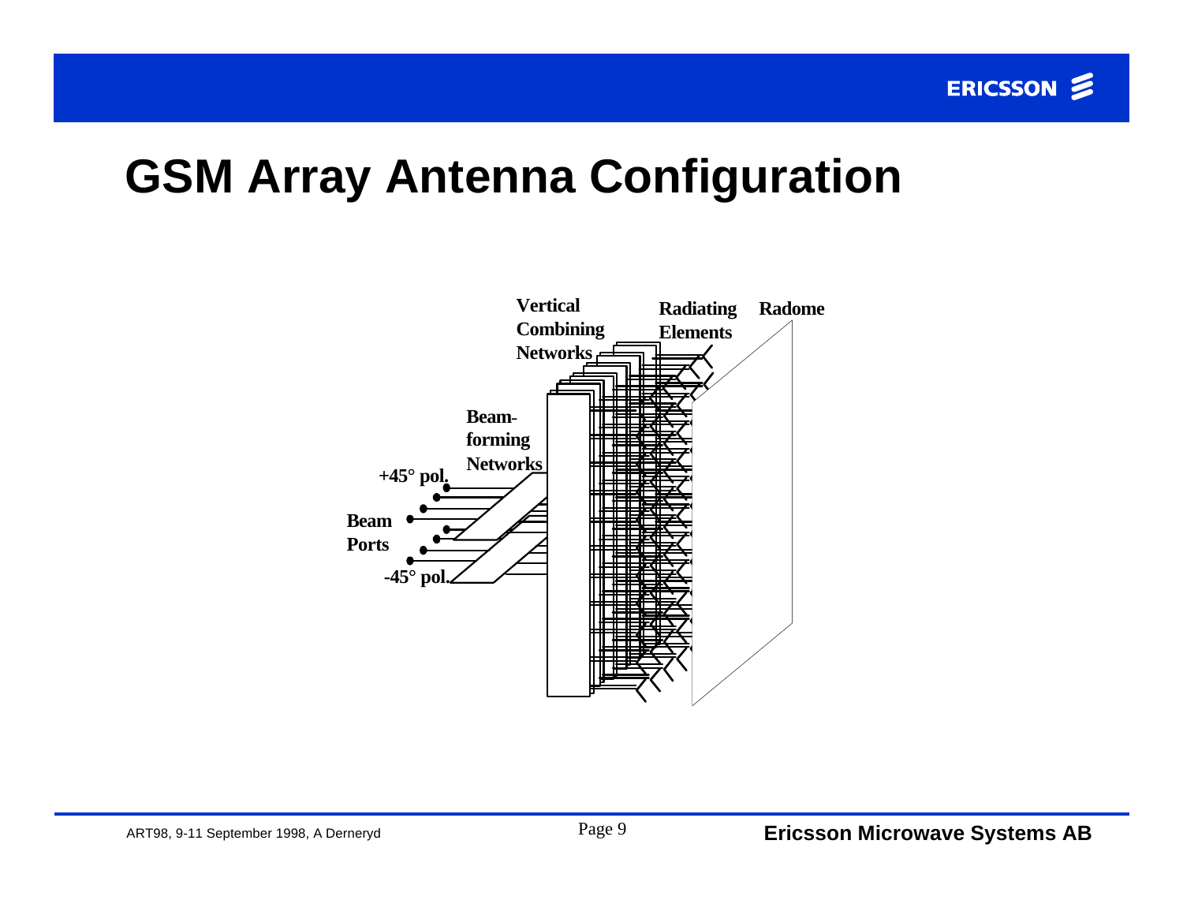# GSM Array Antenna Configuration

Vertical Combining Networks

Radiating Elements

Radome

Beam-forming Networks

+45° pol.

Beam Ports

-45° pol.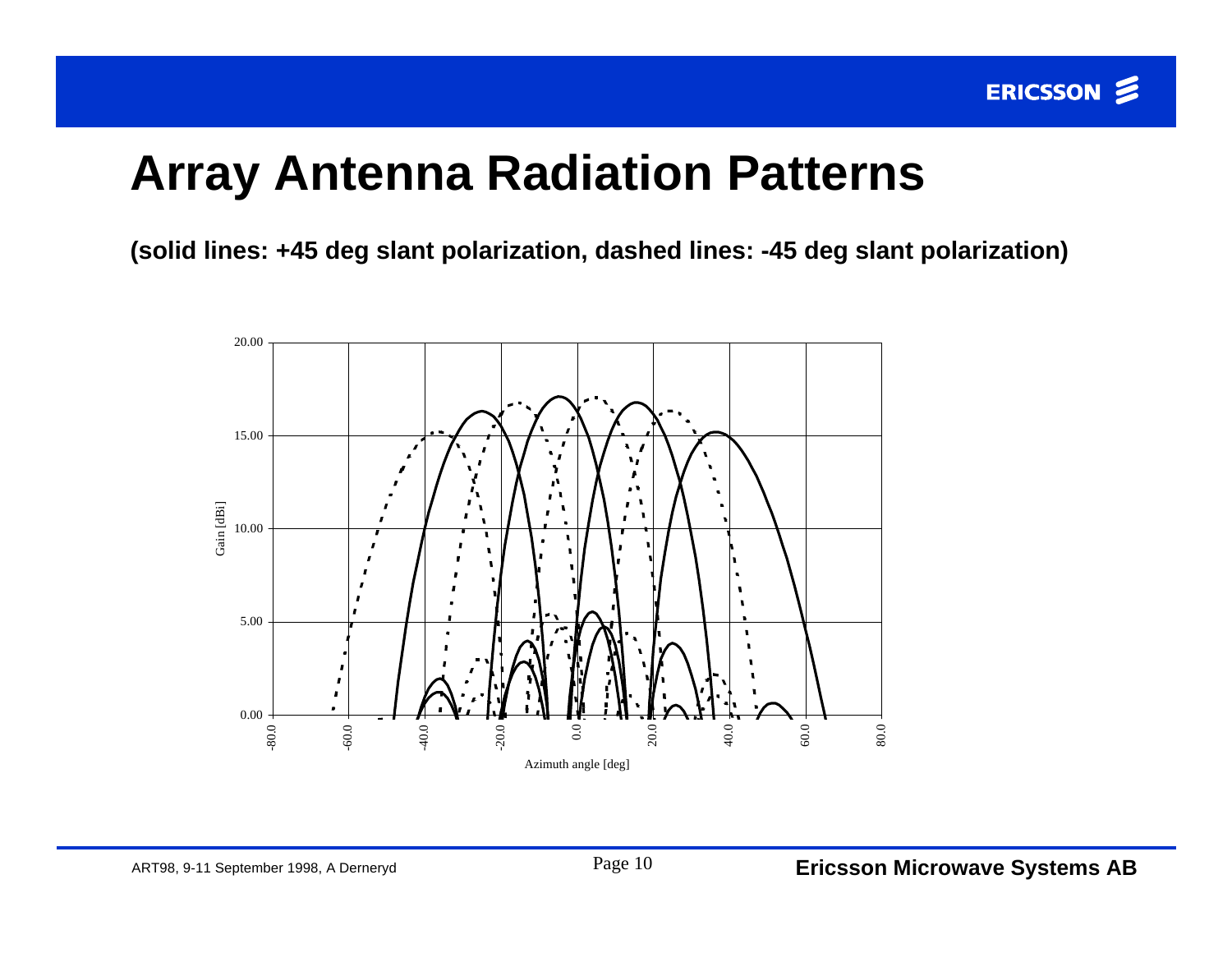# Array Antenna Radiation Patterns

**(solid lines: +45 deg slant polarization, dashed lines: -45 deg slant polarization)**

Gain [dBi]

20.00

15.00

10.00

5.00

0.00

-80.0 -60.0 -40.0 -20.0 0.0 20.0 40.0 60.0 80.0

Azimuth angle [deg]

ART98, 9-11 September 1998, A Derneryd

**Ericsson Microwave Systems AB**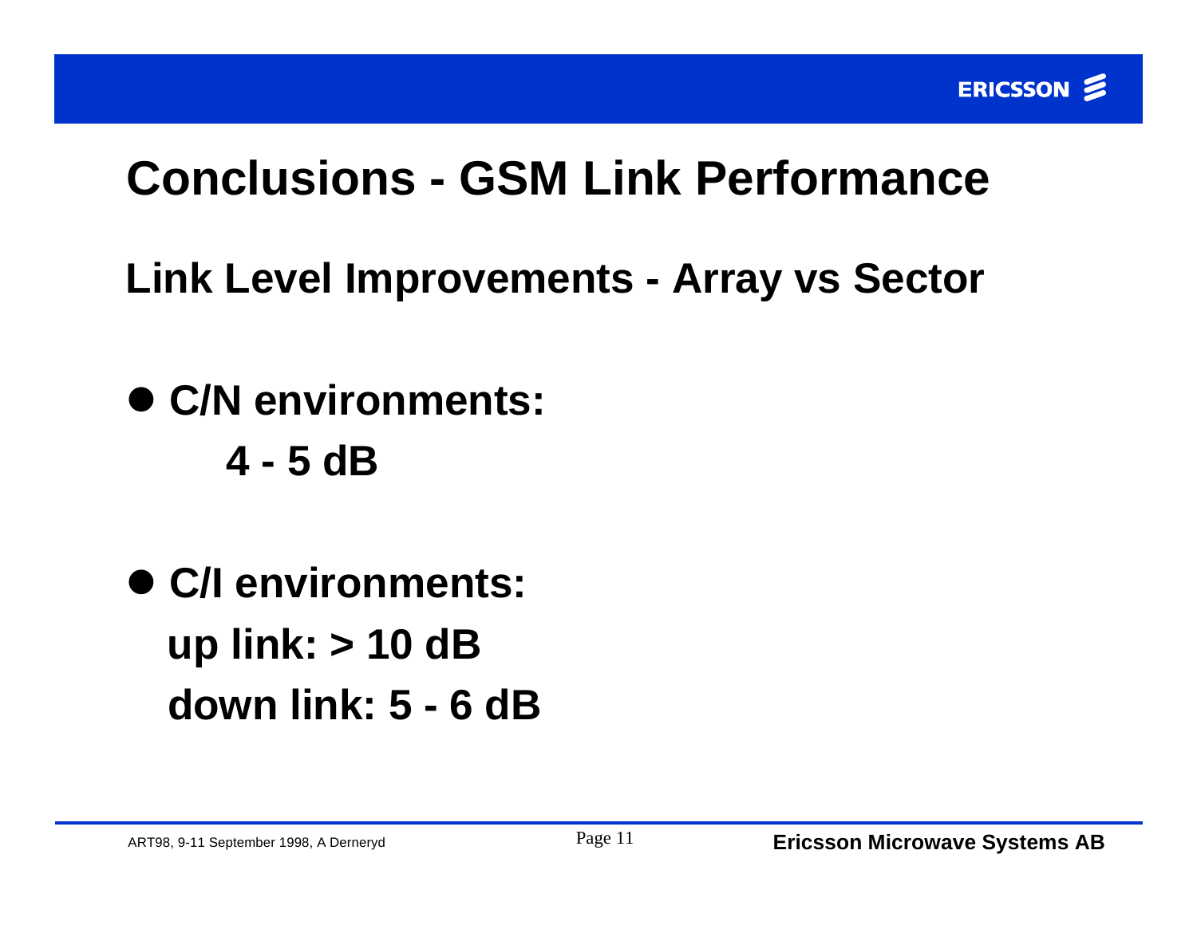# Conclusions - GSM Link Performance

## Link Level Improvements - Array vs Sector

- **C/N environments:**

  **4 - 5 dB**

- **C/I environments:**

  **up link: > 10 dB**

  **down link: 5 - 6 dB**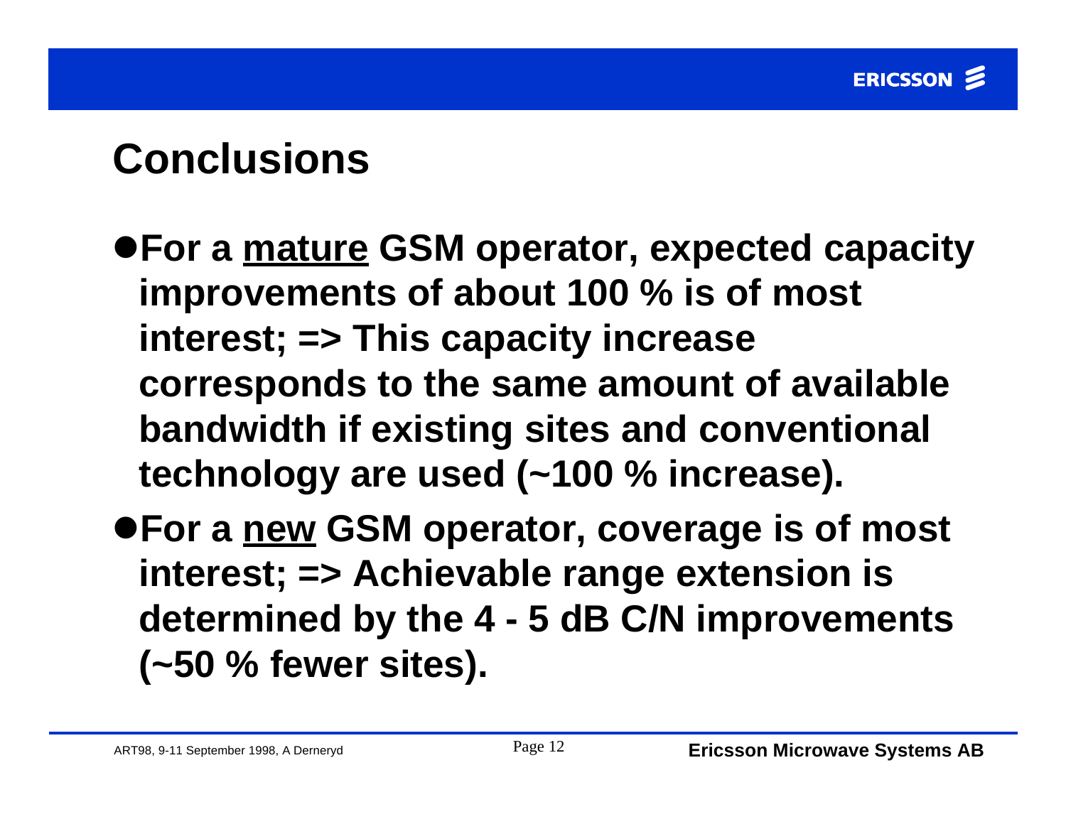# Conclusions

- **For a <u>mature</u> GSM operator, expected capacity improvements of about 100 % is of most interest; => This capacity increase corresponds to the same amount of available bandwidth if existing sites and conventional technology are used (~100 % increase).**
- **For a <u>new</u> GSM operator, coverage is of most interest; => Achievable range extension is determined by the 4 - 5 dB C/N improvements (~50 % fewer sites).**